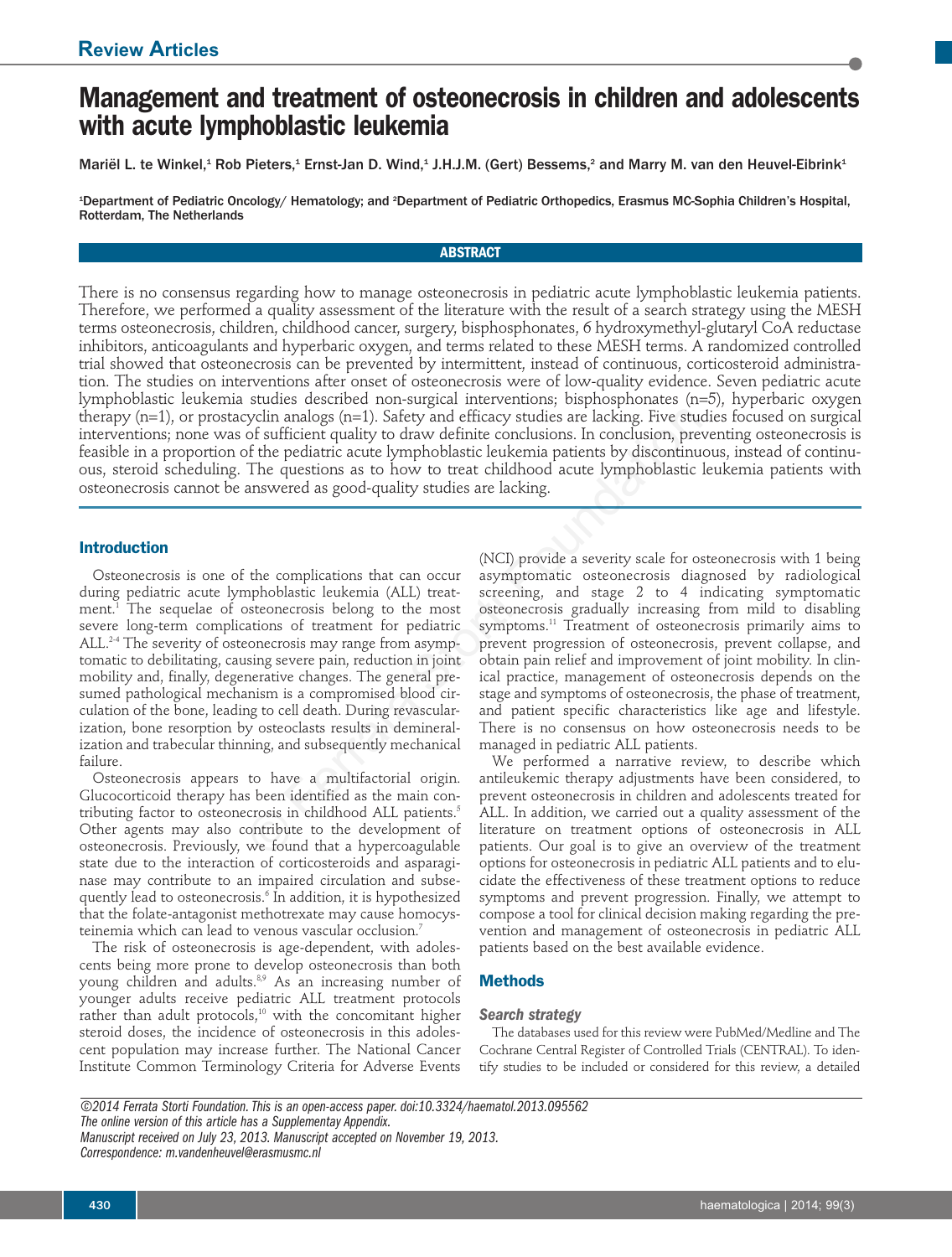# Management and treatment of osteonecrosis in children and adolescents with acute lymphoblastic leukemia

Mariël L. te Winkel,[1] Rob Pieters,[1] Ernst-Jan D. Wind,[1] J.H.J.M. (Gert) Bessems,[2] and Marry M. van den Heuvel-Eibrink[1]

[1]Department of Pediatric Oncology/ Hematology; and [2]Department of Pediatric Orthopedics, Erasmus MC-Sophia Children's Hospital, Rotterdam, The Netherlands

## ABSTRACT

There is no consensus regarding how to manage osteonecrosis in pediatric acute lymphoblastic leukemia patients. Therefore, we performed a quality assessment of the literature with the result of a search strategy using the MESH terms osteonecrosis, children, childhood cancer, surgery, bisphosphonates, 6 hydroxymethyl-glutaryl CoA reductase inhibitors, anticoagulants and hyperbaric oxygen, and terms related to these MESH terms. A randomized controlled trial showed that osteonecrosis can be prevented by intermittent, instead of continuous, corticosteroid administration. The studies on interventions after onset of osteonecrosis were of low-quality evidence. Seven pediatric acute lymphoblastic leukemia studies described non-surgical interventions; bisphosphonates (n=5), hyperbaric oxygen therapy (n=1), or prostacyclin analogs (n=1). Safety and efficacy studies are lacking. Five studies focused on surgical interventions; none was of sufficient quality to draw definite conclusions. In conclusion, preventing osteonecrosis is feasible in a proportion of the pediatric acute lymphoblastic leukemia patients by discontinuous, instead of continuous, steroid scheduling. The questions as to how to treat childhood acute lymphoblastic leukemia patients with osteonecrosis cannot be answered as good-quality studies are lacking.

## Introduction

Osteonecrosis is one of the complications that can occur during pediatric acute lymphoblastic leukemia (ALL) treatment.[1] The sequelae of osteonecrosis belong to the most severe long-term complications of treatment for pediatric ALL.[2-4] The severity of osteonecrosis may range from asymptomatic to debilitating, causing severe pain, reduction in joint mobility and, finally, degenerative changes. The general presumed pathological mechanism is a compromised blood circulation of the bone, leading to cell death. During revascularization, bone resorption by osteoclasts results in demineralization and trabecular thinning, and subsequently mechanical failure.

Osteonecrosis appears to have a multifactorial origin. Glucocorticoid therapy has been identified as the main contributing factor to osteonecrosis in childhood ALL patients.[5] Other agents may also contribute to the development of osteonecrosis. Previously, we found that a hypercoagulable state due to the interaction of corticosteroids and asparaginase may contribute to an impaired circulation and subsequently lead to osteonecrosis.[6] In addition, it is hypothesized that the folate-antagonist methotrexate may cause homocysteinemia which can lead to venous vascular occlusion.[7]

The risk of osteonecrosis is age-dependent, with adolescents being more prone to develop osteonecrosis than both young children and adults.[8,9] As an increasing number of younger adults receive pediatric ALL treatment protocols rather than adult protocols,[10] with the concomitant higher steroid doses, the incidence of osteonecrosis in this adolescent population may increase further. The National Cancer Institute Common Terminology Criteria for Adverse Events (NCI) provide a severity scale for osteonecrosis with 1 being asymptomatic osteonecrosis diagnosed by radiological screening, and stage 2 to 4 indicating symptomatic osteonecrosis gradually increasing from mild to disabling symptoms.[11] Treatment of osteonecrosis primarily aims to prevent progression of osteonecrosis, prevent collapse, and obtain pain relief and improvement of joint mobility. In clinical practice, management of osteonecrosis depends on the stage and symptoms of osteonecrosis, the phase of treatment, and patient specific characteristics like age and lifestyle. There is no consensus on how osteonecrosis needs to be managed in pediatric ALL patients.

We performed a narrative review, to describe which antileukemic therapy adjustments have been considered, to prevent osteonecrosis in children and adolescents treated for ALL. In addition, we carried out a quality assessment of the literature on treatment options of osteonecrosis in ALL patients. Our goal is to give an overview of the treatment options for osteonecrosis in pediatric ALL patients and to elucidate the effectiveness of these treatment options to reduce symptoms and prevent progression. Finally, we attempt to compose a tool for clinical decision making regarding the prevention and management of osteonecrosis in pediatric ALL patients based on the best available evidence.

## Methods

### Search strategy

The databases used for this review were PubMed/Medline and The Cochrane Central Register of Controlled Trials (CENTRAL). To identify studies to be included or considered for this review, a detailed

*©2014 Ferrata Storti Foundation. This is an open-access paper. doi:10.3324/haematol.2013.095562*
*The online version of this article has a Supplementary Appendix.*
*Manuscript received on July 23, 2013. Manuscript accepted on November 19, 2013.*
*Correspondence: m.vandenheuvel@erasmusmc.nl*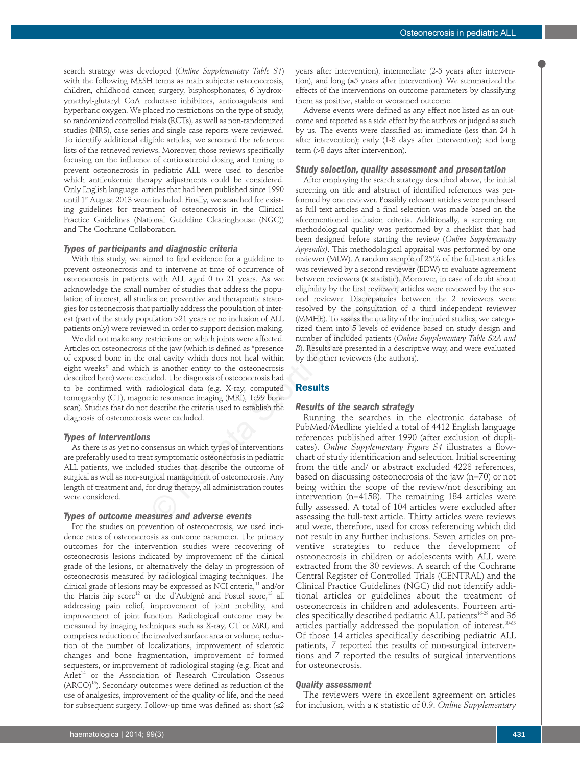search strategy was developed (*Online Supplementary Table S1*) with the following MESH terms as main subjects: osteonecrosis, children, childhood cancer, surgery, bisphosphonates, 6 hydroxymethyl-glutaryl CoA reductase inhibitors, anticoagulants and hyperbaric oxygen. We placed no restrictions on the type of study, so randomized controlled trials (RCTs), as well as non-randomized studies (NRS), case series and single case reports were reviewed. To identify additional eligible articles, we screened the reference lists of the retrieved reviews. Moreover, those reviews specifically focusing on the influence of corticosteroid dosing and timing to prevent osteonecrosis in pediatric ALL were used to describe which antileukemic therapy adjustments could be considered. Only English language articles that had been published since 1990 until 1st August 2013 were included. Finally, we searched for existing guidelines for treatment of osteonecrosis in the Clinical Practice Guidelines (National Guideline Clearinghouse (NGC)) and The Cochrane Collaboration.

### Types of participants and diagnostic criteria

With this study, we aimed to find evidence for a guideline to prevent osteonecrosis and to intervene at time of occurrence of osteonecrosis in patients with ALL aged 0 to 21 years. As we acknowledge the small number of studies that address the population of interest, all studies on preventive and therapeutic strategies for osteonecrosis that partially address the population of interest (part of the study population >21 years or no inclusion of ALL patients only) were reviewed in order to support decision making.

We did not make any restrictions on which joints were affected. Articles on osteonecrosis of the jaw (which is defined as "presence of exposed bone in the oral cavity which does not heal within eight weeks" and which is another entity to the osteonecrosis described here) were excluded. The diagnosis of osteonecrosis had to be confirmed with radiological data (e.g. X-ray, computed tomography (CT), magnetic resonance imaging (MRI), Tc99 bone scan). Studies that do not describe the criteria used to establish the diagnosis of osteonecrosis were excluded.

### Types of interventions

As there is as yet no consensus on which types of interventions are preferably used to treat symptomatic osteonecrosis in pediatric ALL patients, we included studies that describe the outcome of surgical as well as non-surgical management of osteonecrosis. Any length of treatment and, for drug therapy, all administration routes were considered.

### Types of outcome measures and adverse events

For the studies on prevention of osteonecrosis, we used incidence rates of osteonecrosis as outcome parameter. The primary outcomes for the intervention studies were recovering of osteonecrosis lesions indicated by improvement of the clinical grade of the lesions, or alternatively the delay in progression of osteonecrosis measured by radiological imaging techniques. The clinical grade of lesions may be expressed as NCI criteria,[11] and/or the Harris hip score[12] or the d'Aubigné and Postel score,[13] all addressing pain relief, improvement of joint mobility, and improvement of joint function. Radiological outcome may be measured by imaging techniques such as X-ray, CT or MRI, and comprises reduction of the involved surface area or volume, reduction of the number of localizations, improvement of sclerotic changes and bone fragmentation, improvement of formed sequesters, or improvement of radiological staging (e.g. Ficat and Arlet[14] or the Association of Research Circulation Osseous (ARCO)[15]). Secondary outcomes were defined as reduction of the use of analgesics, improvement of the quality of life, and the need for subsequent surgery. Follow-up time was defined as: short (≤2 years after intervention), intermediate (2-5 years after intervention), and long (≥5 years after intervention). We summarized the effects of the interventions on outcome parameters by classifying them as positive, stable or worsened outcome.

Adverse events were defined as any effect not listed as an outcome and reported as a side effect by the authors or judged as such by us. The events were classified as: immediate (less than 24 h after intervention); early (1-8 days after intervention); and long term (>8 days after intervention).

### Study selection, quality assessment and presentation

After employing the search strategy described above, the initial screening on title and abstract of identified references was performed by one reviewer. Possibly relevant articles were purchased as full text articles and a final selection was made based on the aforementioned inclusion criteria. Additionally, a screening on methodological quality was performed by a checklist that had been designed before starting the review (*Online Supplementary Appendix*). This methodological appraisal was performed by one reviewer (MLW). A random sample of 25% of the full-text articles was reviewed by a second reviewer (EDW) to evaluate agreement between reviewers (κ statistic). Moreover, in case of doubt about eligibility by the first reviewer, articles were reviewed by the second reviewer. Discrepancies between the 2 reviewers were resolved by the consultation of a third independent reviewer (MMHE). To assess the quality of the included studies, we categorized them into 5 levels of evidence based on study design and number of included patients (*Online Supplementary Table S2A and B*). Results are presented in a descriptive way, and were evaluated by the other reviewers (the authors).

## Results

### Results of the search strategy

Running the searches in the electronic database of PubMed/Medline yielded a total of 4412 English language references published after 1990 (after exclusion of duplicates). *Online Supplementary Figure S1* illustrates a flowchart of study identification and selection. Initial screening from the title and/ or abstract excluded 4228 references, based on discussing osteonecrosis of the jaw (n=70) or not being within the scope of the review/not describing an intervention (n=4158). The remaining 184 articles were fully assessed. A total of 104 articles were excluded after assessing the full-text article. Thirty articles were reviews and were, therefore, used for cross referencing which did not result in any further inclusions. Seven articles on preventive strategies to reduce the development of osteonecrosis in children or adolescents with ALL were extracted from the 30 reviews. A search of the Cochrane Central Register of Controlled Trials (CENTRAL) and the Clinical Practice Guidelines (NGC) did not identify additional articles or guidelines about the treatment of osteonecrosis in children and adolescents. Fourteen articles specifically described pediatric ALL patients[16-29] and 36 articles partially addressed the population of interest.[30-65] Of those 14 articles specifically describing pediatric ALL patients, 7 reported the results of non-surgical interventions and 7 reported the results of surgical interventions for osteonecrosis.

### Quality assessment

The reviewers were in excellent agreement on articles for inclusion, with a κ statistic of 0.9. *Online Supplementary*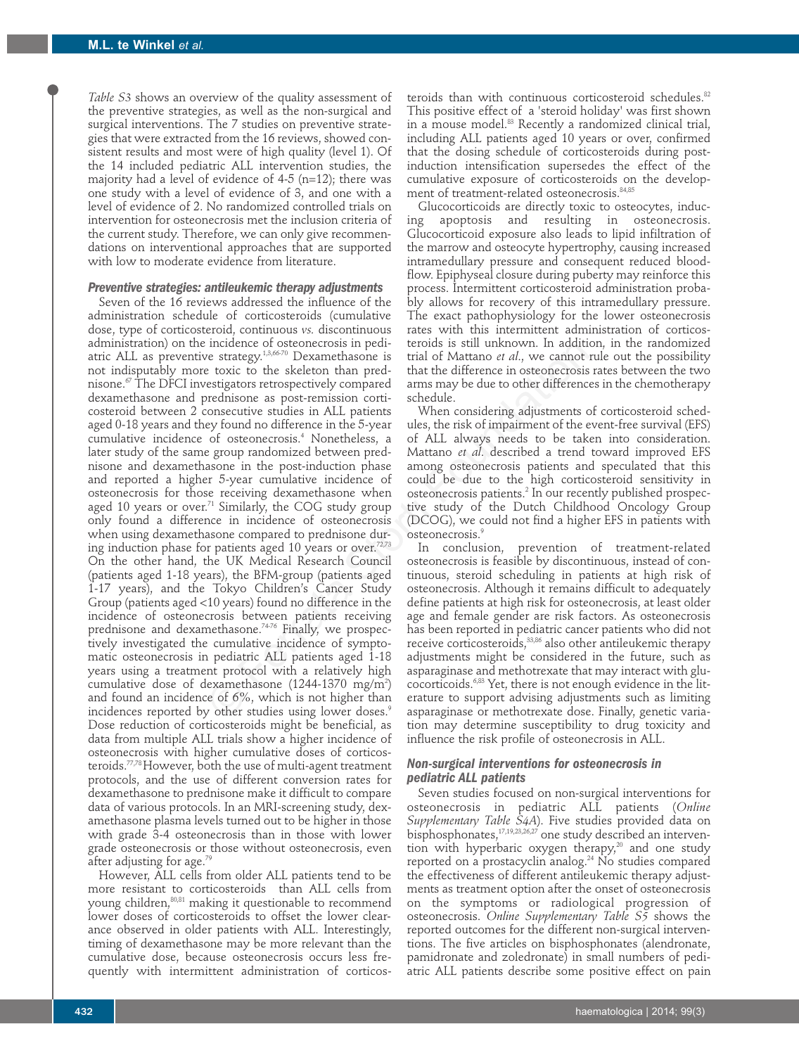*Table S3* shows an overview of the quality assessment of the preventive strategies, as well as the non-surgical and surgical interventions. The 7 studies on preventive strategies that were extracted from the 16 reviews, showed consistent results and most were of high quality (level 1). Of the 14 included pediatric ALL intervention studies, the majority had a level of evidence of 4-5 (n=12); there was one study with a level of evidence of 3, and one with a level of evidence of 2. No randomized controlled trials on intervention for osteonecrosis met the inclusion criteria of the current study. Therefore, we can only give recommendations on interventional approaches that are supported with low to moderate evidence from literature.

### Preventive strategies: antileukemic therapy adjustments

Seven of the 16 reviews addressed the influence of the administration schedule of corticosteroids (cumulative dose, type of corticosteroid, continuous *vs.* discontinuous administration) on the incidence of osteonecrosis in pediatric ALL as preventive strategy.[1,3,66-70] Dexamethasone is not indisputably more toxic to the skeleton than prednisone.[67] The DFCI investigators retrospectively compared dexamethasone and prednisone as post-remission corticosteroid between 2 consecutive studies in ALL patients aged 0-18 years and they found no difference in the 5-year cumulative incidence of osteonecrosis.[4] Nonetheless, a later study of the same group randomized between prednisone and dexamethasone in the post-induction phase and reported a higher 5-year cumulative incidence of osteonecrosis for those receiving dexamethasone when aged 10 years or over.[71] Similarly, the COG study group only found a difference in incidence of osteonecrosis when using dexamethasone compared to prednisone during induction phase for patients aged 10 years or over.[72,73] On the other hand, the UK Medical Research Council (patients aged 1-18 years), the BFM-group (patients aged 1-17 years), and the Tokyo Children's Cancer Study Group (patients aged <10 years) found no difference in the incidence of osteonecrosis between patients receiving prednisone and dexamethasone.[74-76] Finally, we prospectively investigated the cumulative incidence of symptomatic osteonecrosis in pediatric ALL patients aged 1-18 years using a treatment protocol with a relatively high cumulative dose of dexamethasone (1244-1370 mg/m$^2$) and found an incidence of 6%, which is not higher than incidences reported by other studies using lower doses.[9] Dose reduction of corticosteroids might be beneficial, as data from multiple ALL trials show a higher incidence of osteonecrosis with higher cumulative doses of corticosteroids.[77,78] However, both the use of multi-agent treatment protocols, and the use of different conversion rates for dexamethasone to prednisone make it difficult to compare data of various protocols. In an MRI-screening study, dexamethasone plasma levels turned out to be higher in those with grade 3-4 osteonecrosis than in those with lower grade osteonecrosis or those without osteonecrosis, even after adjusting for age.[79]

However, ALL cells from older ALL patients tend to be more resistant to corticosteroids than ALL cells from young children,[80,81] making it questionable to recommend lower doses of corticosteroids to offset the lower clearance observed in older patients with ALL. Interestingly, timing of dexamethasone may be more relevant than the cumulative dose, because osteonecrosis occurs less frequently with intermittent administration of corticosteroids than with continuous corticosteroid schedules.[82] This positive effect of a 'steroid holiday' was first shown in a mouse model.[83] Recently a randomized clinical trial, including ALL patients aged 10 years or over, confirmed that the dosing schedule of corticosteroids during post-induction intensification supersedes the effect of the cumulative exposure of corticosteroids on the development of treatment-related osteonecrosis.[84,85]

Glucocorticoids are directly toxic to osteocytes, inducing apoptosis and resulting in osteonecrosis. Glucocorticoid exposure also leads to lipid infiltration of the marrow and osteocyte hypertrophy, causing increased intramedullary pressure and consequent reduced bloodflow. Epiphyseal closure during puberty may reinforce this process. Intermittent corticosteroid administration probably allows for recovery of this intramedullary pressure. The exact pathophysiology for the lower osteonecrosis rates with this intermittent administration of corticosteroids is still unknown. In addition, in the randomized trial of Mattano *et al.*, we cannot rule out the possibility that the difference in osteonecrosis rates between the two arms may be due to other differences in the chemotherapy schedule.

When considering adjustments of corticosteroid schedules, the risk of impairment of the event-free survival (EFS) of ALL always needs to be taken into consideration. Mattano *et al.* described a trend toward improved EFS among osteonecrosis patients and speculated that this could be due to the high corticosteroid sensitivity in osteonecrosis patients.[2] In our recently published prospective study of the Dutch Childhood Oncology Group (DCOG), we could not find a higher EFS in patients with osteonecrosis.[9]

In conclusion, prevention of treatment-related osteonecrosis is feasible by discontinuous, instead of continuous, steroid scheduling in patients at high risk of osteonecrosis. Although it remains difficult to adequately define patients at high risk for osteonecrosis, at least older age and female gender are risk factors. As osteonecrosis has been reported in pediatric cancer patients who did not receive corticosteroids,[33,86] also other antileukemic therapy adjustments might be considered in the future, such as asparaginase and methotrexate that may interact with glucocorticoids.[6,83] Yet, there is not enough evidence in the literature to support advising adjustments such as limiting asparaginase or methotrexate dose. Finally, genetic variation may determine susceptibility to drug toxicity and influence the risk profile of osteonecrosis in ALL.

### Non-surgical interventions for osteonecrosis in pediatric ALL patients

Seven studies focused on non-surgical interventions for osteonecrosis in pediatric ALL patients (*Online Supplementary Table S4A*). Five studies provided data on bisphosphonates,[17,19,23,26,27] one study described an intervention with hyperbaric oxygen therapy,[20] and one study reported on a prostacyclin analog.[24] No studies compared the effectiveness of different antileukemic therapy adjustments as treatment option after the onset of osteonecrosis on the symptoms or radiological progression of osteonecrosis. *Online Supplementary Table S5* shows the reported outcomes for the different non-surgical interventions. The five articles on bisphosphonates (alendronate, pamidronate and zoledronate) in small numbers of pediatric ALL patients describe some positive effect on pain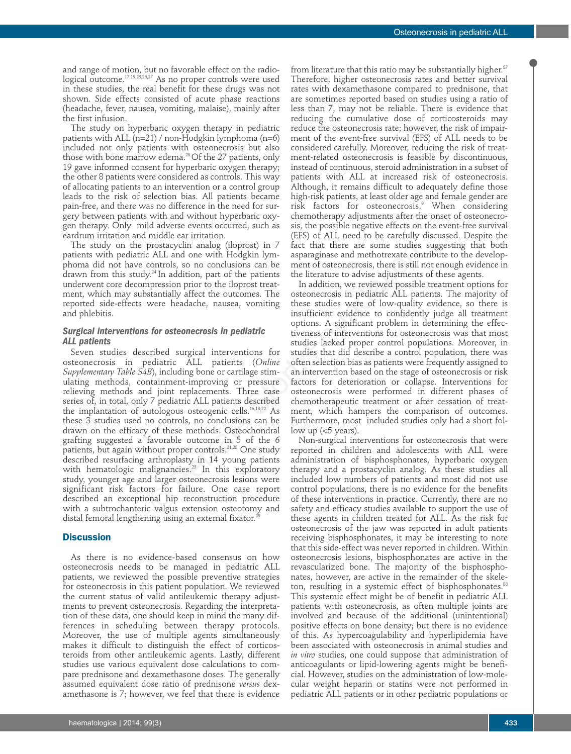and range of motion, but no favorable effect on the radiological outcome.[17,19,23,26,27] As no proper controls were used in these studies, the real benefit for these drugs was not shown. Side effects consisted of acute phase reactions (headache, fever, nausea, vomiting, malaise), mainly after the first infusion.

The study on hyperbaric oxygen therapy in pediatric patients with ALL (n=21) / non-Hodgkin lymphoma (n=6) included not only patients with osteonecrosis but also those with bone marrow edema.[20] Of the 27 patients, only 19 gave informed consent for hyperbaric oxygen therapy; the other 8 patients were considered as controls. This way of allocating patients to an intervention or a control group leads to the risk of selection bias. All patients became pain-free, and there was no difference in the need for surgery between patients with and without hyperbaric oxygen therapy. Only mild adverse events occurred, such as eardrum irritation and middle ear irritation.

The study on the prostacyclin analog (iloprost) in 7 patients with pediatric ALL and one with Hodgkin lymphoma did not have controls, so no conclusions can be drawn from this study.[24] In addition, part of the patients underwent core decompression prior to the iloprost treatment, which may substantially affect the outcomes. The reported side-effects were headache, nausea, vomiting and phlebitis.

### *Surgical interventions for osteonecrosis in pediatric ALL patients*

Seven studies described surgical interventions for osteonecrosis in pediatric ALL patients (*Online Supplementary Table S4B*), including bone or cartilage stimulating methods, containment-improving or pressure relieving methods and joint replacements. Three case series of, in total, only 7 pediatric ALL patients described the implantation of autologous osteogenic cells.[16,18,22] As these 3 studies used no controls, no conclusions can be drawn on the efficacy of these methods. Osteochondral grafting suggested a favorable outcome in 5 of the 6 patients, but again without proper controls.[21,28] One study described resurfacing arthroplasty in 14 young patients with hematologic malignancies.[25] In this exploratory study, younger age and larger osteonecrosis lesions were significant risk factors for failure. One case report described an exceptional hip reconstruction procedure with a subtrochanteric valgus extension osteotomy and distal femoral lengthening using an external fixator.[29]

## Discussion

As there is no evidence-based consensus on how osteonecrosis needs to be managed in pediatric ALL patients, we reviewed the possible preventive strategies for osteonecrosis in this patient population. We reviewed the current status of valid antileukemic therapy adjustments to prevent osteonecrosis. Regarding the interpretation of these data, one should keep in mind the many differences in scheduling between therapy protocols. Moreover, the use of multiple agents simultaneously makes it difficult to distinguish the effect of corticosteroids from other antileukemic agents. Lastly, different studies use various equivalent dose calculations to compare prednisone and dexamethasone doses. The generally assumed equivalent dose ratio of prednisone *versus* dexamethasone is 7; however, we feel that there is evidence from literature that this ratio may be substantially higher.[87] Therefore, higher osteonecrosis rates and better survival rates with dexamethasone compared to prednisone, that are sometimes reported based on studies using a ratio of less than 7, may not be reliable. There is evidence that reducing the cumulative dose of corticosteroids may reduce the osteonecrosis rate; however, the risk of impairment of the event-free survival (EFS) of ALL needs to be considered carefully. Moreover, reducing the risk of treatment-related osteonecrosis is feasible by discontinuous, instead of continuous, steroid administration in a subset of patients with ALL at increased risk of osteonecrosis. Although, it remains difficult to adequately define those high-risk patients, at least older age and female gender are risk factors for osteonecrosis.[9] When considering chemotherapy adjustments after the onset of osteonecrosis, the possible negative effects on the event-free survival (EFS) of ALL need to be carefully discussed. Despite the fact that there are some studies suggesting that both asparaginase and methotrexate contribute to the development of osteonecrosis, there is still not enough evidence in the literature to advise adjustments of these agents.

In addition, we reviewed possible treatment options for osteonecrosis in pediatric ALL patients. The majority of these studies were of low-quality evidence, so there is insufficient evidence to confidently judge all treatment options. A significant problem in determining the effectiveness of interventions for osteonecrosis was that most studies lacked proper control populations. Moreover, in studies that did describe a control population, there was often selection bias as patients were frequently assigned to an intervention based on the stage of osteonecrosis or risk factors for deterioration or collapse. Interventions for osteonecrosis were performed in different phases of chemotherapeutic treatment or after cessation of treatment, which hampers the comparison of outcomes. Furthermore, most included studies only had a short follow up (<5 years).

Non-surgical interventions for osteonecrosis that were reported in children and adolescents with ALL were administration of bisphosphonates, hyperbaric oxygen therapy and a prostacyclin analog. As these studies all included low numbers of patients and most did not use control populations, there is no evidence for the benefits of these interventions in practice. Currently, there are no safety and efficacy studies available to support the use of these agents in children treated for ALL. As the risk for osteonecrosis of the jaw was reported in adult patients receiving bisphosphonates, it may be interesting to note that this side-effect was never reported in children. Within osteonecrosis lesions, bisphosphonates are active in the revascularized bone. The majority of the bisphosphonates, however, are active in the remainder of the skeleton, resulting in a systemic effect of bisphosphonates.[88] This systemic effect might be of benefit in pediatric ALL patients with osteonecrosis, as often multiple joints are involved and because of the additional (unintentional) positive effects on bone density; but there is no evidence of this. As hypercoagulability and hyperlipidemia have been associated with osteonecrosis in animal studies and *in vitro* studies, one could suppose that administration of anticoagulants or lipid-lowering agents might be beneficial. However, studies on the administration of low-molecular weight heparin or statins were not performed in pediatric ALL patients or in other pediatric populations or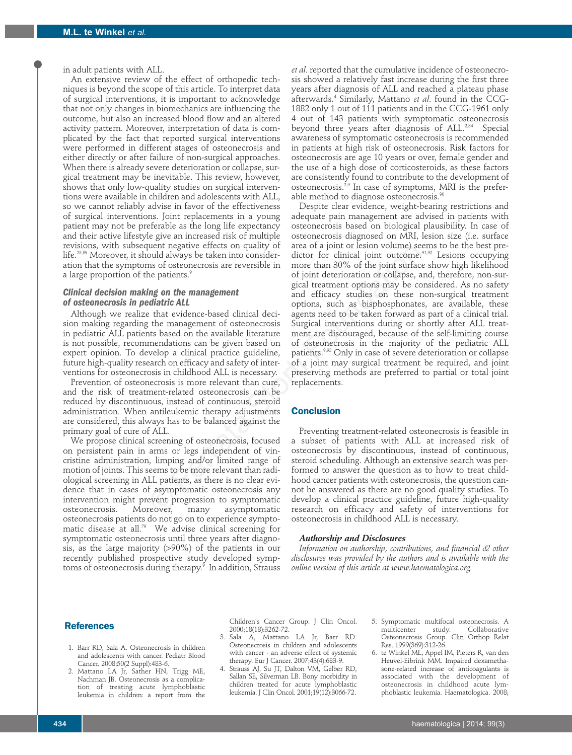in adult patients with ALL.

An extensive review of the effect of orthopedic techniques is beyond the scope of this article. To interpret data of surgical interventions, it is important to acknowledge that not only changes in biomechanics are influencing the outcome, but also an increased blood flow and an altered activity pattern. Moreover, interpretation of data is complicated by the fact that reported surgical interventions were performed in different stages of osteonecrosis and either directly or after failure of non-surgical approaches. When there is already severe deterioration or collapse, surgical treatment may be inevitable. This review, however, shows that only low-quality studies on surgical interventions were available in children and adolescents with ALL, so we cannot reliably advise in favor of the effectiveness of surgical interventions. Joint replacements in a young patient may not be preferable as the long life expectancy and their active lifestyle give an increased risk of multiple revisions, with subsequent negative effects on quality of life.[25,89] Moreover, it should always be taken into consideration that the symptoms of osteonecrosis are reversible in a large proportion of the patients.[9]

### *Clinical decision making on the management of osteonecrosis in pediatric ALL*

Although we realize that evidence-based clinical decision making regarding the management of osteonecrosis in pediatric ALL patients based on the available literature is not possible, recommendations can be given based on expert opinion. To develop a clinical practice guideline, future high-quality research on efficacy and safety of interventions for osteonecrosis in childhood ALL is necessary.

Prevention of osteonecrosis is more relevant than cure, and the risk of treatment-related osteonecrosis can be reduced by discontinuous, instead of continuous, steroid administration. When antileukemic therapy adjustments are considered, this always has to be balanced against the primary goal of cure of ALL.

We propose clinical screening of osteonecrosis, focused on persistent pain in arms or legs independent of vincristine administration, limping and/or limited range of motion of joints. This seems to be more relevant than radiological screening in ALL patients, as there is no clear evidence that in cases of asymptomatic osteonecrosis any intervention might prevent progression to symptomatic osteonecrosis. Moreover, many asymptomatic osteonecrosis patients do not go on to experience symptomatic disease at all.[79] We advise clinical screening for symptomatic osteonecrosis until three years after diagnosis, as the large majority (>90%) of the patients in our recently published prospective study developed symptoms of osteonecrosis during therapy.[9] In addition, Strauss *et al*. reported that the cumulative incidence of osteonecrosis showed a relatively fast increase during the first three years after diagnosis of ALL and reached a plateau phase afterwards.[4] Similarly, Mattano *et al*. found in the CCG-1882 only 1 out of 111 patients and in the CCG-1961 only 4 out of 143 patients with symptomatic osteonecrosis beyond three years after diagnosis of ALL.[2,84] Special awareness of symptomatic osteonecrosis is recommended in patients at high risk of osteonecrosis. Risk factors for osteonecrosis are age 10 years or over, female gender and the use of a high dose of corticosteroids, as these factors are consistently found to contribute to the development of osteonecrosis.[2,9] In case of symptoms, MRI is the preferable method to diagnose osteonecrosis.[90]

Despite clear evidence, weight-bearing restrictions and adequate pain management are advised in patients with osteonecrosis based on biological plausibility. In case of osteonecrosis diagnosed on MRI, lesion size (i.e. surface area of a joint or lesion volume) seems to be the best predictor for clinical joint outcome.[91,92] Lesions occupying more than 30% of the joint surface show high likelihood of joint deterioration or collapse, and, therefore, non-surgical treatment options may be considered. As no safety and efficacy studies on these non-surgical treatment options, such as bisphosphonates, are available, these agents need to be taken forward as part of a clinical trial. Surgical interventions during or shortly after ALL treatment are discouraged, because of the self-limiting course of osteonecrosis in the majority of the pediatric ALL patients.[9,93] Only in case of severe deterioration or collapse of a joint may surgical treatment be required, and joint preserving methods are preferred to partial or total joint replacements.

## Conclusion

Preventing treatment-related osteonecrosis is feasible in a subset of patients with ALL at increased risk of osteonecrosis by discontinuous, instead of continuous, steroid scheduling. Although an extensive search was performed to answer the question as to how to treat childhood cancer patients with osteonecrosis, the question cannot be answered as there are no good quality studies. To develop a clinical practice guideline, future high-quality research on efficacy and safety of interventions for osteonecrosis in childhood ALL is necessary.

### *Authorship and Disclosures*

*Information on authorship, contributions, and financial & other disclosures was provided by the authors and is available with the online version of this article at www.haematologica.org.*

## References

1. Barr RD, Sala A. Osteonecrosis in children and adolescents with cancer. Pediatr Blood Cancer. 2008;50(2 Suppl):483-6.
2. Mattano LA Jr, Sather HN, Trigg ME, Nachman JB. Osteonecrosis as a complication of treating acute lymphoblastic leukemia in children: a report from the Children's Cancer Group. J Clin Oncol. 2000;18(18):3262-72.
3. Sala A, Mattano LA Jr, Barr RD. Osteonecrosis in children and adolescents with cancer - an adverse effect of systemic therapy. Eur J Cancer. 2007;43(4):683-9.
4. Strauss AJ, Su JT, Dalton VM, Gelber RD, Sallan SE, Silverman LB. Bony morbidity in children treated for acute lymphoblastic leukemia. J Clin Oncol. 2001;19(12):3066-72.
5. Symptomatic multifocal osteonecrosis. A multicenter study. Collaborative Osteonecrosis Group. Clin Orthop Relat Res. 1999(369):312-26.
6. te Winkel ML, Appel IM, Pieters R, van den Heuvel-Eibrink MM. Impaired dexamethasone-related increase of anticoagulants is associated with the development of osteonecrosis in childhood acute lymphoblastic leukemia. Haematologica. 2008;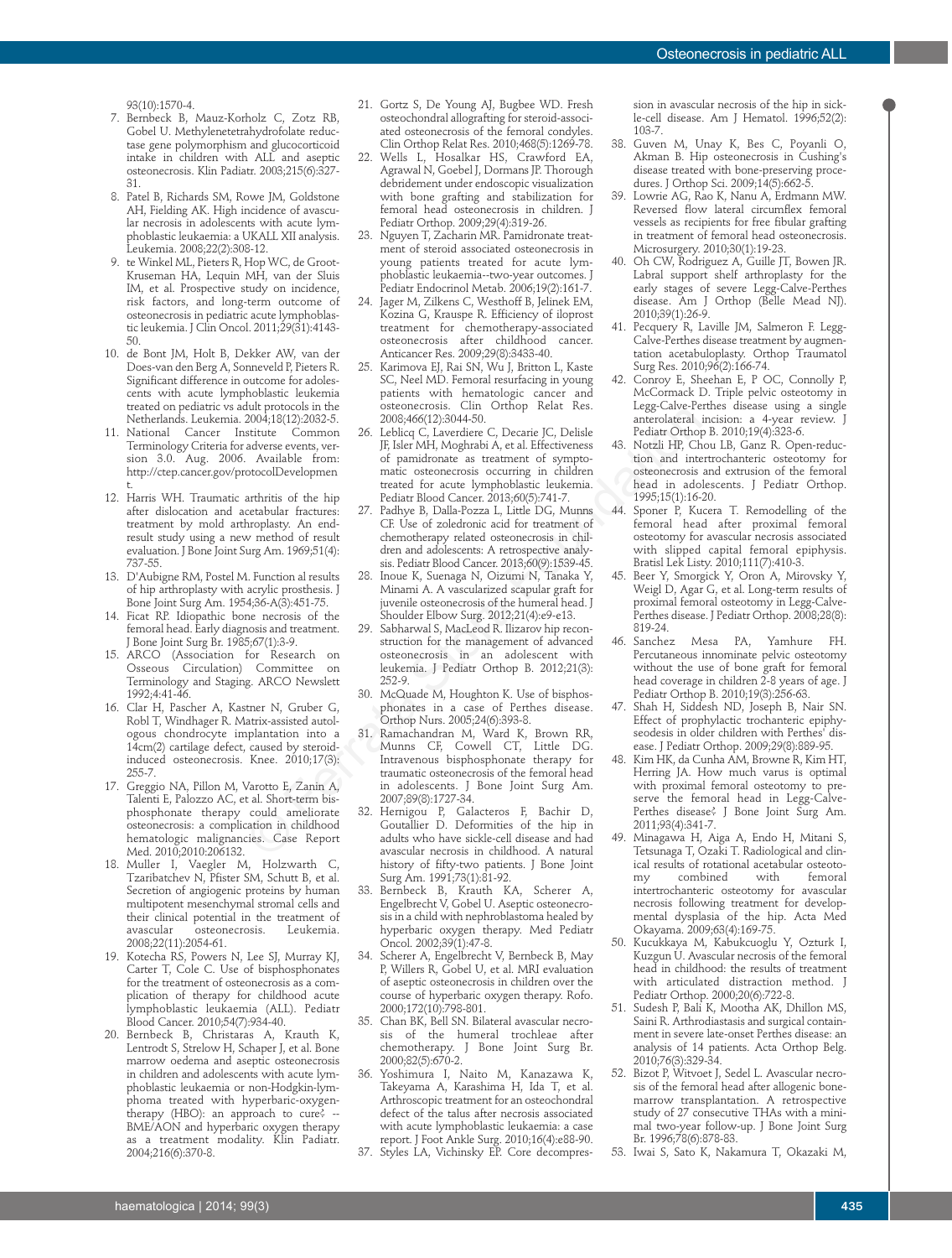93(10):1570-4.

7. Bernbeck B, Mauz-Korholz C, Zotz RB, Gobel U. Methylenetetrahydrofolate reductase gene polymorphism and glucocorticoid intake in children with ALL and aseptic osteonecrosis. Klin Padiatr. 2003;215(6):327-31.
8. Patel B, Richards SM, Rowe JM, Goldstone AH, Fielding AK. High incidence of avascular necrosis in adolescents with acute lymphoblastic leukaemia: a UKALL XII analysis. Leukemia. 2008;22(2):308-12.
9. te Winkel ML, Pieters R, Hop WC, de Groot-Kruseman HA, Lequin MH, van der Sluis IM, et al. Prospective study on incidence, risk factors, and long-term outcome of osteonecrosis in pediatric acute lymphoblastic leukemia. J Clin Oncol. 2011;29(31):4143-50.
10. de Bont JM, Holt B, Dekker AW, van der Does-van den Berg A, Sonneveld P, Pieters R. Significant difference in outcome for adolescents with acute lymphoblastic leukemia treated on pediatric vs adult protocols in the Netherlands. Leukemia. 2004;18(12):2032-5.
11. National Cancer Institute Common Terminology Criteria for adverse events, version 3.0. Aug. 2006. Available from: http://ctep.cancer.gov/protocolDevelopment.
12. Harris WH. Traumatic arthritis of the hip after dislocation and acetabular fractures: treatment by mold arthroplasty. An end-result study using a new method of result evaluation. J Bone Joint Surg Am. 1969;51(4):737-55.
13. D'Aubigne RM, Postel M. Function al results of hip arthroplasty with acrylic prosthesis. J Bone Joint Surg Am. 1954;36-A(3):451-75.
14. Ficat RP. Idiopathic bone necrosis of the femoral head. Early diagnosis and treatment. J Bone Joint Surg Br. 1985;67(1):3-9.
15. ARCO (Association for Research on Osseous Circulation) Committee on Terminology and Staging. ARCO Newslett 1992;4:41-46.
16. Clar H, Pascher A, Kastner N, Gruber G, Robl T, Windhager R. Matrix-assisted autologous chondrocyte implantation into a 14cm(2) cartilage defect, caused by steroid-induced osteonecrosis. Knee. 2010;17(3):255-7.
17. Greggio NA, Pillon M, Varotto E, Zanin A, Talenti E, Palozzo AC, et al. Short-term bisphosphonate therapy could ameliorate osteonecrosis: a complication in childhood hematologic malignancies. Case Report Med. 2010;2010:206132.
18. Muller I, Vaegler M, Holzwarth C, Tzaribatchev N, Pfister SM, Schutt B, et al. Secretion of angiogenic proteins by human multipotent mesenchymal stromal cells and their clinical potential in the treatment of avascular osteonecrosis. Leukemia. 2008;22(11):2054-61.
19. Kotecha RS, Powers N, Lee SJ, Murray KJ, Carter T, Cole C. Use of bisphosphonates for the treatment of osteonecrosis as a complication of therapy for childhood acute lymphoblastic leukaemia (ALL). Pediatr Blood Cancer. 2010;54(7):934-40.
20. Bernbeck B, Christaras A, Krauth K, Lentrodt S, Strelow H, Schaper J, et al. Bone marrow oedema and aseptic osteonecrosis in children and adolescents with acute lymphoblastic leukaemia or non-Hodgkin-lymphoma treated with hyperbaric-oxygen-therapy (HBO): an approach to cure? -- BME/AON and hyperbaric oxygen therapy as a treatment modality. Klin Padiatr. 2004;216(6):370-8.
21. Gortz S, De Young AJ, Bugbee WD. Fresh osteochondral allografting for steroid-associated osteonecrosis of the femoral condyles. Clin Orthop Relat Res. 2010;468(5):1269-78.
22. Wells L, Hosalkar HS, Crawford EA, Agrawal N, Goebel J, Dormans JP. Thorough debridement under endoscopic visualization with bone grafting and stabilization for femoral head osteonecrosis in children. J Pediatr Orthop. 2009;29(4):319-26.
23. Nguyen T, Zacharin MR. Pamidronate treatment of steroid associated osteonecrosis in young patients treated for acute lymphoblastic leukaemia--two-year outcomes. J Pediatr Endocrinol Metab. 2006;19(2):161-7.
24. Jager M, Zilkens C, Westhoff B, Jelinek EM, Kozina G, Krauspe R. Efficiency of iloprost treatment for chemotherapy-associated osteonecrosis after childhood cancer. Anticancer Res. 2009;29(8):3433-40.
25. Karimova EJ, Rai SN, Wu J, Britton L, Kaste SC, Neel MD. Femoral resurfacing in young patients with hematologic cancer and osteonecrosis. Clin Orthop Relat Res. 2008;466(12):3044-50.
26. Leblicq C, Laverdiere C, Decarie JC, Delisle JF, Isler MH, Moghrabi A, et al. Effectiveness of pamidronate as treatment of symptomatic osteonecrosis occurring in children treated for acute lymphoblastic leukemia. Pediatr Blood Cancer. 2013;60(5):741-7.
27. Padhye B, Dalla-Pozza L, Little DG, Munns CF. Use of zoledronic acid for treatment of chemotherapy related osteonecrosis in children and adolescents: A retrospective analysis. Pediatr Blood Cancer. 2013;60(9):1539-45.
28. Inoue K, Suenaga N, Oizumi N, Tanaka Y, Minami A. A vascularized scapular graft for juvenile osteonecrosis of the humeral head. J Shoulder Elbow Surg. 2012;21(4):e9-e13.
29. Sabharwal S, MacLeod R. Ilizarov hip reconstruction for the management of advanced osteonecrosis in an adolescent with leukemia. J Pediatr Orthop B. 2012;21(3):252-9.
30. McQuade M, Houghton K. Use of bisphosphonates in a case of Perthes disease. Orthop Nurs. 2005;24(6):393-8.
31. Ramachandran M, Ward K, Brown RR, Munns CF, Cowell CT, Little DG. Intravenous bisphosphonate therapy for traumatic osteonecrosis of the femoral head in adolescents. J Bone Joint Surg Am. 2007;89(8):1727-34.
32. Hernigou P, Galacteros F, Bachir D, Goutallier D. Deformities of the hip in adults who have sickle-cell disease and had avascular necrosis in childhood. A natural history of fifty-two patients. J Bone Joint Surg Am. 1991;73(1):81-92.
33. Bernbeck B, Krauth KA, Scherer A, Engelbrecht V, Gobel U. Aseptic osteonecrosis in a child with nephroblastoma healed by hyperbaric oxygen therapy. Med Pediatr Oncol. 2002;39(1):47-8.
34. Scherer A, Engelbrecht V, Bernbeck B, May P, Willers R, Gobel U, et al. MRI evaluation of aseptic osteonecrosis in children over the course of hyperbaric oxygen therapy. Rofo. 2000;172(10):798-801.
35. Chan BK, Bell SN. Bilateral avascular necrosis of the humeral trochleae after chemotherapy. J Bone Joint Surg Br. 2000;82(5):670-2.
36. Yoshimura I, Naito M, Kanazawa K, Takeyama A, Karashima H, Ida T, et al. Arthroscopic treatment for an osteochondral defect of the talus after necrosis associated with acute lymphoblastic leukemia: a case report. J Foot Ankle Surg. 2010;16(4):e88-90.
37. Styles LA, Vichinsky EP. Core decompression in avascular necrosis of the hip in sickle-cell disease. Am J Hematol. 1996;52(2):103-7.
38. Guven M, Unay K, Bes C, Poyanli O, Akman B. Hip osteonecrosis in Cushing's disease treated with bone-preserving procedures. J Orthop Sci. 2009;14(5):662-5.
39. Lowrie AG, Rao K, Nanu A, Erdmann MW. Reversed flow lateral circumflex femoral vessels as recipients for free fibular grafting in treatment of femoral head osteonecrosis. Microsurgery. 2010;30(1):19-23.
40. Oh CW, Rodriguez A, Guille JT, Bowen JR. Labral support shelf arthroplasty for the early stages of severe Legg-Calve-Perthes disease. Am J Orthop (Belle Mead NJ). 2010;39(1):26-9.
41. Pecquery R, Laville JM, Salmeron F. Legg-Calve-Perthes disease treatment by augmentation acetabuloplasty. Orthop Traumatol Surg Res. 2010;96(2):166-74.
42. Conroy E, Sheehan E, P OC, Connolly P, McCormack D. Triple pelvic osteotomy in Legg-Calve-Perthes disease using a single anterolateral incision: a 4-year review. J Pediatr Orthop B. 2010;19(4):323-6.
43. Notzli HP, Chou LB, Ganz R. Open-reduction and intertrochanteric osteotomy for osteonecrosis and extrusion of the femoral head in adolescents. J Pediatr Orthop. 1995;15(1):16-20.
44. Sponer P, Kucera T. Remodelling of the femoral head after proximal femoral osteotomy for avascular necrosis associated with slipped capital femoral epiphysis. Bratisl Lek Listy. 2010;111(7):410-3.
45. Beer Y, Smorgick Y, Oron A, Mirovsky Y, Weigl D, Agar G, et al. Long-term results of proximal femoral osteotomy in Legg-Calve-Perthes disease. J Pediatr Orthop. 2008;28(8):819-24.
46. Sanchez Mesa PA, Yamhure FH. Percutaneous innominate pelvic osteotomy without the use of bone graft for femoral head coverage in children 2-8 years of age. J Pediatr Orthop B. 2010;19(3):256-63.
47. Shah H, Siddesh ND, Joseph B, Nair SN. Effect of prophylactic trochanteric epiphyseodesis in older children with Perthes' disease. J Pediatr Orthop. 2009;29(8):889-95.
48. Kim HK, da Cunha AM, Browne R, Kim HT, Herring JA. How much varus is optimal with proximal femoral osteotomy to preserve the femoral head in Legg-Calve-Perthes disease? J Bone Joint Surg Am. 2011;93(4):341-7.
49. Minagawa H, Aiga A, Endo H, Mitani S, Tetsunaga T, Ozaki T. Radiological and clinical results of rotational acetabular osteotomy combined with femoral intertrochanteric osteotomy for avascular necrosis following treatment for developmental dysplasia of the hip. Acta Med Okayama. 2009;63(4):169-75.
50. Kucukkaya M, Kabukcuoglu Y, Ozturk I, Kuzgun U. Avascular necrosis of the femoral head in childhood: the results of treatment with articulated distraction method. J Pediatr Orthop. 2000;20(6):722-8.
51. Sudesh P, Bali K, Mootha AK, Dhillon MS, Saini R. Arthrodiastasis and surgical containment in severe late-onset Perthes disease: an analysis of 14 patients. Acta Orthop Belg. 2010;76(3):329-34.
52. Bizot P, Witvoet J, Sedel L. Avascular necrosis of the femoral head after allogenic bone-marrow transplantation. A retrospective study of 27 consecutive THAs with a minimal two-year follow-up. J Bone Joint Surg Br. 1996;78(6):878-83.
53. Iwai S, Sato K, Nakamura T, Okazaki M,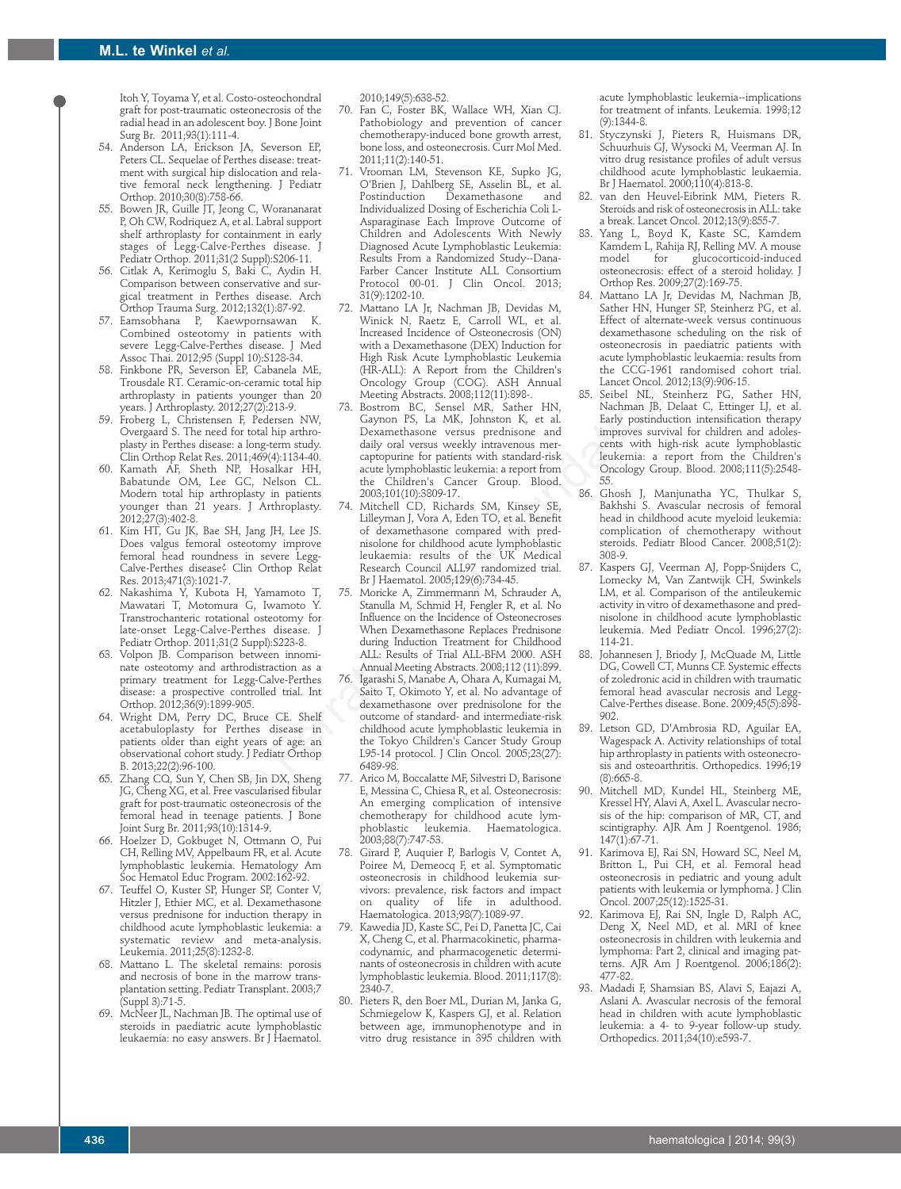Itoh Y, Toyama Y, et al. Costo-osteochondral graft for post-traumatic osteonecrosis of the radial head in an adolescent boy. J Bone Joint Surg Br. 2011;93(1):111-4.

54. Anderson LA, Erickson JA, Severson EP, Peters CL. Sequelae of Perthes disease: treatment with surgical hip dislocation and relative femoral neck lengthening. J Pediatr Orthop. 2010;30(8):758-66.
55. Bowen JR, Guille JT, Jeong C, Worananarat P, Oh CW, Rodriquez A, et al. Labral support shelf arthroplasty for containment in early stages of Legg-Calve-Perthes disease. J Pediatr Orthop. 2011;31(2 Suppl):S206-11.
56. Citlak A, Kerimoglu S, Baki C, Aydin H. Comparison between conservative and surgical treatment in Perthes disease. Arch Orthop Trauma Surg. 2012;132(1):87-92.
57. Eamsobhana P, Kaewpornsawan K. Combined osteotomy in patients with severe Legg-Calve-Perthes disease. J Med Assoc Thai. 2012;95 (Suppl 10):S128-34.
58. Finkbone PR, Severson EP, Cabanela ME, Trousdale RT. Ceramic-on-ceramic total hip arthroplasty in patients younger than 20 years. J Arthroplasty. 2012;27(2):213-9.
59. Froberg L, Christensen F, Pedersen NW, Overgaard S. The need for total hip arthroplasty in Perthes disease: a long-term study. Clin Orthop Relat Res. 2011;469(4):1134-40.
60. Kamath AF, Sheth NP, Hosalkar HH, Babatunde OM, Lee GC, Nelson CL. Modern total hip arthroplasty in patients younger than 21 years. J Arthroplasty. 2012;27(3):402-8.
61. Kim HT, Gu JK, Bae SH, Jang JH, Lee JS. Does valgus femoral osteotomy improve femoral head roundness in severe Legg-Calve-Perthes disease? Clin Orthop Relat Res. 2013;471(3):1021-7.
62. Nakashima Y, Kubota H, Yamamoto T, Mawatari T, Motomura G, Iwamoto Y. Transtrochanteric rotational osteotomy for late-onset Legg-Calve-Perthes disease. J Pediatr Orthop. 2011;31(2 Suppl):S223-8.
63. Volpon JB. Comparison between innominate osteotomy and arthrodistraction as a primary treatment for Legg-Calve-Perthes disease: a prospective controlled trial. Int Orthop. 2012;36(9):1899-905.
64. Wright DM, Perry DC, Bruce CE. Shelf acetabuloplasty for Perthes disease in patients older than eight years of age: an observational cohort study. J Pediatr Orthop B. 2013;22(2):96-100.
65. Zhang CQ, Sun Y, Chen SB, Jin DX, Sheng JG, Cheng XG, et al. Free vascularised fibular graft for post-traumatic osteonecrosis of the femoral head in teenage patients. J Bone Joint Surg Br. 2011;93(10):1314-9.
66. Hoelzer D, Gokbuget N, Ottmann O, Pui CH, Relling MV, Appelbaum FR, et al. Acute lymphoblastic leukemia. Hematology Am Soc Hematol Educ Program. 2002:162-92.
67. Teuffel O, Kuster SP, Hunger SP, Conter V, Hitzler J, Ethier MC, et al. Dexamethasone versus prednisone for induction therapy in childhood acute lymphoblastic leukemia: a systematic review and meta-analysis. Leukemia. 2011;25(8):1232-8.
68. Mattano L. The skeletal remains: porosis and necrosis of bone in the marrow transplantation setting. Pediatr Transplant. 2003;7 (Suppl 3):71-5.
69. McNeer JL, Nachman JB. The optimal use of steroids in paediatric acute lymphoblastic leukaemia: no easy answers. Br J Haematol. 2010;149(5):638-52.
70. Fan C, Foster BK, Wallace WH, Xian CJ. Pathobiology and prevention of cancer chemotherapy-induced bone growth arrest, bone loss, and osteonecrosis. Curr Mol Med. 2011;11(2):140-51.
71. Vrooman LM, Stevenson KE, Supko JG, O'Brien J, Dahlberg SE, Asselin BL, et al. Postinduction Dexamethasone and Individualized Dosing of Escherichia Coli L-Asparaginase Each Improve Outcome of Children and Adolescents With Newly Diagnosed Acute Lymphoblastic Leukemia: Results From a Randomized Study--Dana-Farber Cancer Institute ALL Consortium Protocol 00-01. J Clin Oncol. 2013; 31(9):1202-10.
72. Mattano LA Jr, Nachman JB, Devidas M, Winick N, Raetz E, Carroll WL, et al. Increased Incidence of Osteonecrosis (ON) with a Dexamethasone (DEX) Induction for High Risk Acute Lymphoblastic Leukemia (HR-ALL): A Report from the Children's Oncology Group (COG). ASH Annual Meeting Abstracts. 2008;112(11):898-.
73. Bostrom BC, Sensel MR, Sather HN, Gaynon PS, La MK, Johnston K, et al. Dexamethasone versus prednisone and daily oral versus weekly intravenous mercaptopurine for patients with standard-risk acute lymphoblastic leukemia: a report from the Children's Cancer Group. Blood. 2003;101(10):3809-17.
74. Mitchell CD, Richards SM, Kinsey SE, Lilleyman J, Vora A, Eden TO, et al. Benefit of dexamethasone compared with prednisolone for childhood acute lymphoblastic leukaemia: results of the UK Medical Research Council ALL97 randomized trial. Br J Haematol. 2005;129(6):734-45.
75. Moricke A, Zimmermann M, Schrauder A, Stanulla M, Schmid H, Fengler R, et al. No Influence on the Incidence of Osteonecroses When Dexamethasone Replaces Prednisone during Induction Treatment for Childhood ALL: Results of Trial ALL-BFM 2000. ASH Annual Meeting Abstracts. 2008;112 (11):899.
76. Igarashi S, Manabe A, Ohara A, Kumagai M, Saito T, Okimoto Y, et al. No advantage of dexamethasone over prednisolone for the outcome of standard- and intermediate-risk childhood acute lymphoblastic leukemia in the Tokyo Children's Cancer Study Group L95-14 protocol. J Clin Oncol. 2005;23(27): 6489-98.
77. Arico M, Boccalatte MF, Silvestri D, Barisone E, Messina C, Chiesa R, et al. Osteonecrosis: An emerging complication of intensive chemotherapy for childhood acute lymphoblastic leukemia. Haematologica. 2003;88(7):747-53.
78. Girard P, Auquier P, Barlogis V, Contet A, Poiree M, Demeocq F, et al. Symptomatic osteonecrosis in childhood leukemia survivors: prevalence, risk factors and impact on quality of life in adulthood. Haematologica. 2013;98(7):1089-97.
79. Kawedia JD, Kaste SC, Pei D, Panetta JC, Cai X, Cheng C, et al. Pharmacokinetic, pharmacodynamic, and pharmacogenetic determinants of osteonecrosis in children with acute lymphoblastic leukemia. Blood. 2011;117(8): 2340-7.
80. Pieters R, den Boer ML, Durian M, Janka G, Schmiegelow K, Kaspers GJ, et al. Relation between age, immunophenotype and in vitro drug resistance in 395 children with acute lymphoblastic leukemia--implications for treatment of infants. Leukemia. 1998;12 (9):1344-8.
81. Styczynski J, Pieters R, Huismans DR, Schuurhuis GJ, Wysocki M, Veerman AJ. In vitro drug resistance profiles of adult versus childhood acute lymphoblastic leukaemia. Br J Haematol. 2000;110(4):813-8.
82. van den Heuvel-Eibrink MM, Pieters R. Steroids and risk of osteonecrosis in ALL: take a break. Lancet Oncol. 2012;13(9):855-7.
83. Yang L, Boyd K, Kaste SC, Kamdem Kamdem L, Rahija RJ, Relling MV. A mouse model for glucocorticoid-induced osteonecrosis: effect of a steroid holiday. J Orthop Res. 2009;27(2):169-75.
84. Mattano LA Jr, Devidas M, Nachman JB, Sather HN, Hunger SP, Steinherz PG, et al. Effect of alternate-week versus continuous dexamethasone scheduling on the risk of osteonecrosis in paediatric patients with acute lymphoblastic leukaemia: results from the CCG-1961 randomised cohort trial. Lancet Oncol. 2012;13(9):906-15.
85. Seibel NL, Steinherz PG, Sather HN, Nachman JB, Delaat C, Ettinger LJ, et al. Early postinduction intensification therapy improves survival for children and adolescents with high-risk acute lymphoblastic leukemia: a report from the Children's Oncology Group. Blood. 2008;111(5):2548-55.
86. Ghosh J, Manjunatha YC, Thulkar S, Bakhshi S. Avascular necrosis of femoral head in childhood acute myeloid leukemia: complication of chemotherapy without steroids. Pediatr Blood Cancer. 2008;51(2): 308-9.
87. Kaspers GJ, Veerman AJ, Popp-Snijders C, Lomecky M, Van Zantwijk CH, Swinkels LM, et al. Comparison of the antileukemic activity in vitro of dexamethasone and prednisolone in childhood acute lymphoblastic leukemia. Med Pediatr Oncol. 1996;27(2): 114-21.
88. Johannesen J, Briody J, McQuade M, Little DG, Cowell CT, Munns CF. Systemic effects of zoledronic acid in children with traumatic femoral head avascular necrosis and Legg-Calve-Perthes disease. Bone. 2009;45(5):898-902.
89. Letson GD, D'Ambrosia RD, Aguilar EA, Wagespack A. Activity relationships of total hip arthroplasty in patients with osteonecrosis and osteoarthritis. Orthopedics. 1996;19 (8):665-8.
90. Mitchell MD, Kundel HL, Steinberg ME, Kressel HY, Alavi A, Axel L. Avascular necrosis of the hip: comparison of MR, CT, and scintigraphy. AJR Am J Roentgenol. 1986; 147(1):67-71.
91. Karimova EJ, Rai SN, Howard SC, Neel M, Britton L, Pui CH, et al. Femoral head osteonecrosis in pediatric and young adult patients with leukemia or lymphoma. J Clin Oncol. 2007;25(12):1525-31.
92. Karimova EJ, Rai SN, Ingle D, Ralph AC, Deng X, Neel MD, et al. MRI of knee osteonecrosis in children with leukemia and lymphoma: Part 2, clinical and imaging patterns. AJR Am J Roentgenol. 2006;186(2): 477-82.
93. Madadi F, Shamsian BS, Alavi S, Eajazi A, Aslani A. Avascular necrosis of the femoral head in children with acute lymphoblastic leukemia: a 4- to 9-year follow-up study. Orthopedics. 2011;34(10):e593-7.